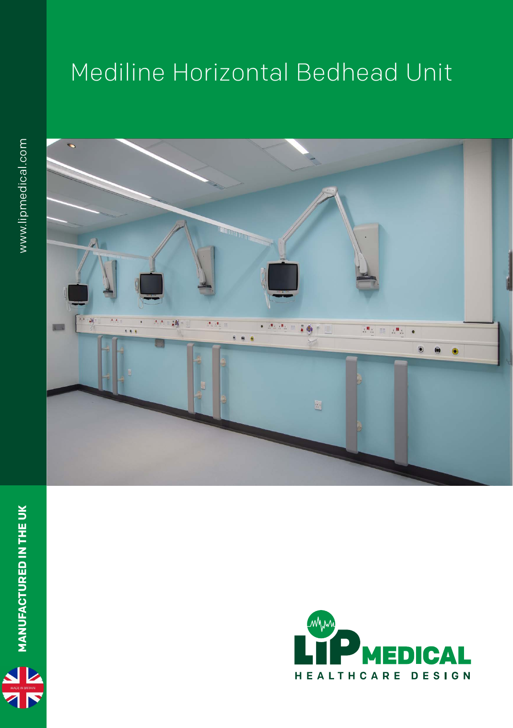# Mediline Horizontal Bedhead Unit

www.lipmedical.com

**MANUFACTURED IN THE UK**

MADE IN BRITAIN

LIP MEDICAL

HEALTHCARE DESIGN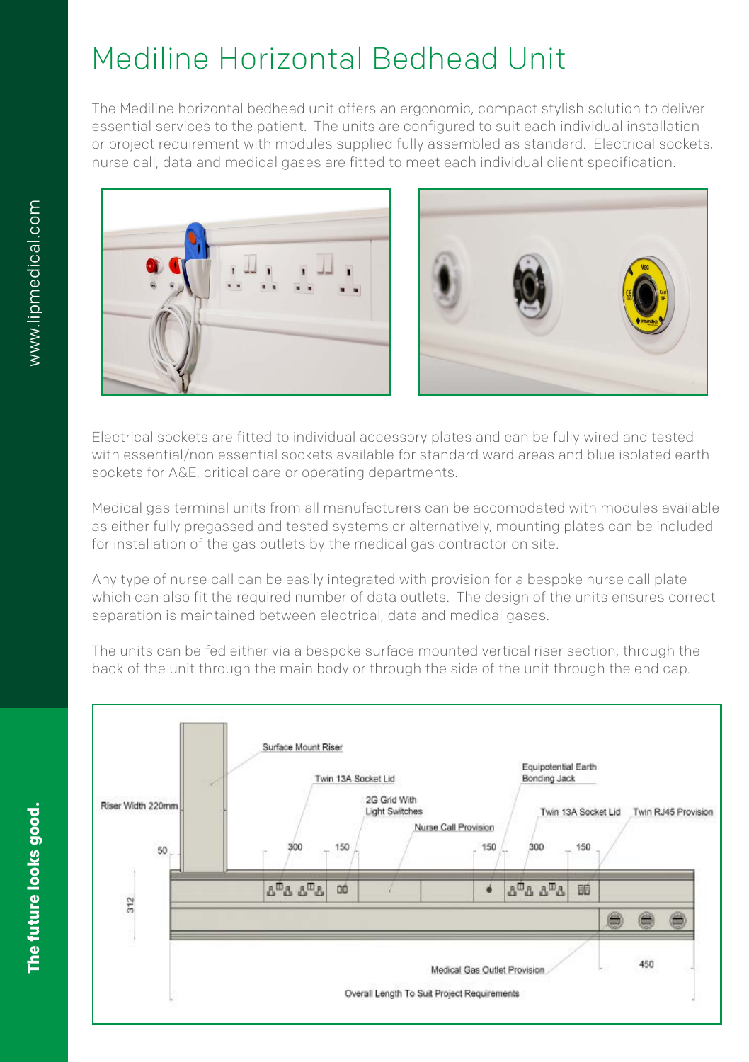# Mediline Horizontal Bedhead Unit

The Mediline horizontal bedhead unit offers an ergonomic, compact stylish solution to deliver essential services to the patient. The units are configured to suit each individual installation or project requirement with modules supplied fully assembled as standard. Electrical sockets, nurse call, data and medical gases are fitted to meet each individual client specification.

Electrical sockets are fitted to individual accessory plates and can be fully wired and tested with essential/non essential sockets available for standard ward areas and blue isolated earth sockets for A&E, critical care or operating departments.

Medical gas terminal units from all manufacturers can be accomodated with modules available as either fully pregassed and tested systems or alternatively, mounting plates can be included for installation of the gas outlets by the medical gas contractor on site.

Any type of nurse call can be easily integrated with provision for a bespoke nurse call plate which can also fit the required number of data outlets. The design of the units ensures correct separation is maintained between electrical, data and medical gases.

The units can be fed either via a bespoke surface mounted vertical riser section, through the back of the unit through the main body or through the side of the unit through the end cap.

Surface Mount Riser

Riser Width 220mm

Twin 13A Socket Lid

2G Grid With Light Switches

Nurse Call Provision

Equipotential Earth Bonding Jack

Twin 13A Socket Lid

Twin RJ45 Provision

50 | 300 | 150 | 150 | 300 | 150

312

450

Medical Gas Outlet Provision

Overall Length To Suit Project Requirements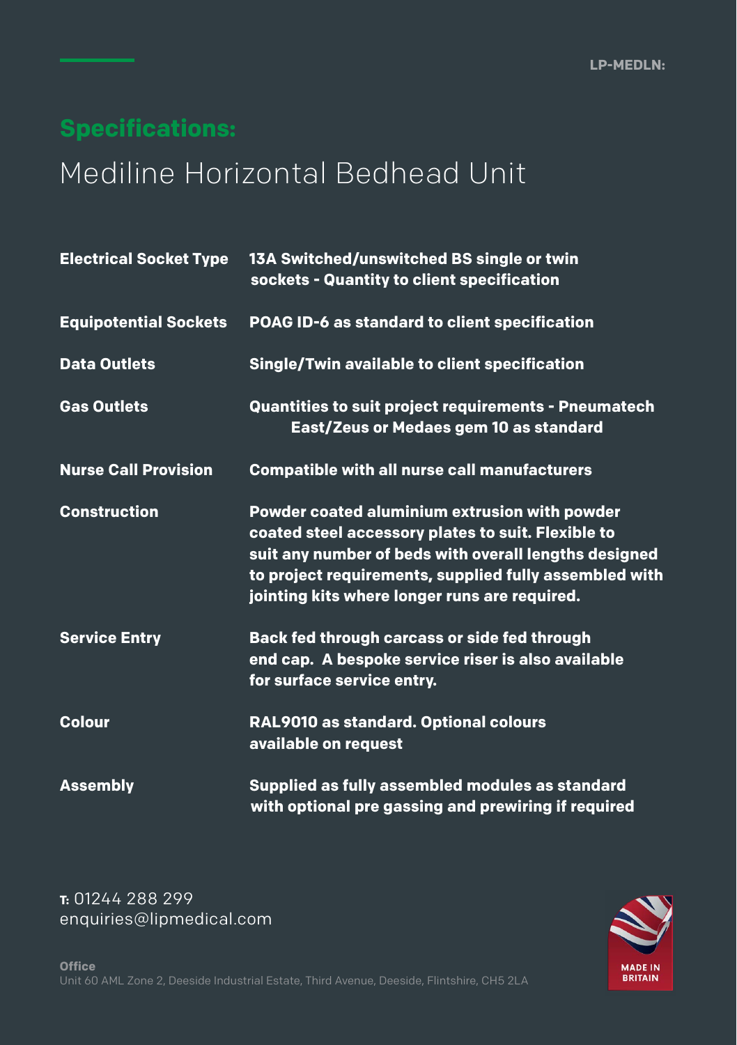LP-MEDLN:

## Specifications:

# Mediline Horizontal Bedhead Unit

| | |
|---|---|
| **Electrical Socket Type** | **13A Switched/unswitched BS single or twin sockets - Quantity to client specification** |
| **Equipotential Sockets** | **POAG ID-6 as standard to client specification** |
| **Data Outlets** | **Single/Twin available to client specification** |
| **Gas Outlets** | **Quantities to suit project requirements - Pneumatech East/Zeus or Medaes gem 10 as standard** |
| **Nurse Call Provision** | **Compatible with all nurse call manufacturers** |
| **Construction** | **Powder coated aluminium extrusion with powder coated steel accessory plates to suit. Flexible to suit any number of beds with overall lengths designed to project requirements, supplied fully assembled with jointing kits where longer runs are required.** |
| **Service Entry** | **Back fed through carcass or side fed through end cap. A bespoke service riser is also available for surface service entry.** |
| **Colour** | **RAL9010 as standard. Optional colours available on request** |
| **Assembly** | **Supplied as fully assembled modules as standard with optional pre gassing and prewiring if required** |

**T:** 01244 288 299
enquiries@lipmedical.com

**Office**
Unit 60 AML Zone 2, Deeside Industrial Estate, Third Avenue, Deeside, Flintshire, CH5 2LA

MADE IN BRITAIN